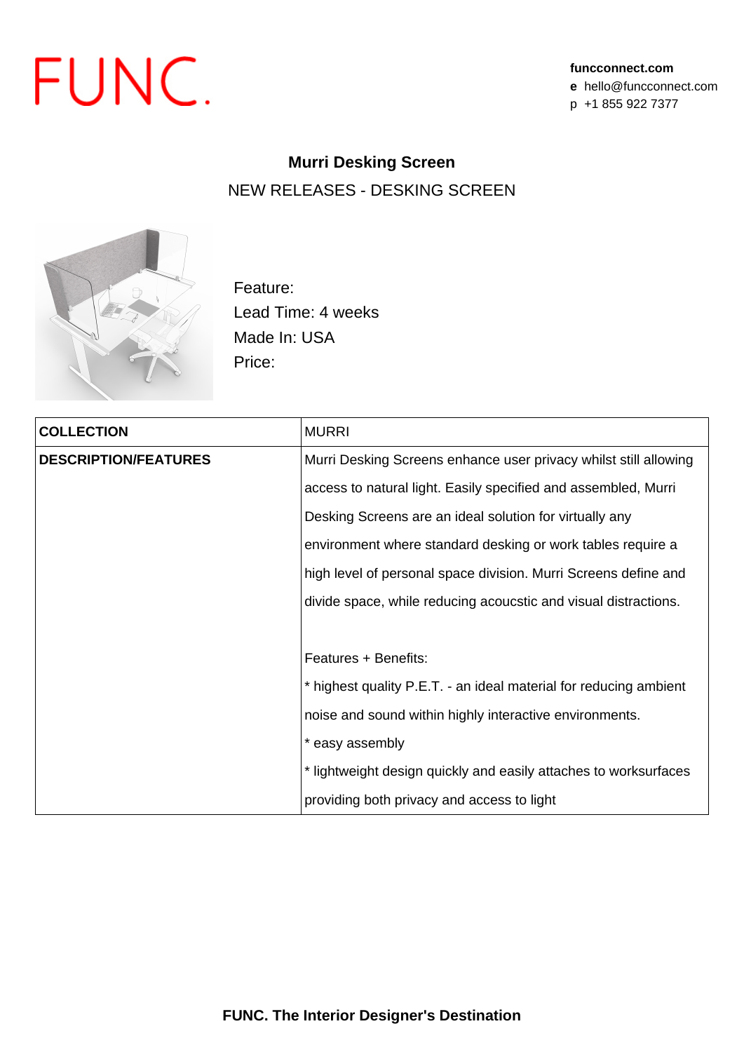FUNC.

**funcconnect.com**
**e** hello@funcconnect.com
p +1 855 922 7377

# Murri Desking Screen

NEW RELEASES - DESKING SCREEN

Feature:
Lead Time: 4 weeks
Made In: USA
Price:

| **COLLECTION** | MURRI |
|---|---|
| **DESCRIPTION/FEATURES** | Murri Desking Screens enhance user privacy whilst still allowing access to natural light. Easily specified and assembled, Murri Desking Screens are an ideal solution for virtually any environment where standard desking or work tables require a high level of personal space division. Murri Screens define and divide space, while reducing acoucstic and visual distractions.<br><br>Features + Benefits:<br>* highest quality P.E.T. - an ideal material for reducing ambient noise and sound within highly interactive environments.<br>* easy assembly<br>* lightweight design quickly and easily attaches to worksurfaces providing both privacy and access to light |

**FUNC. The Interior Designer's Destination**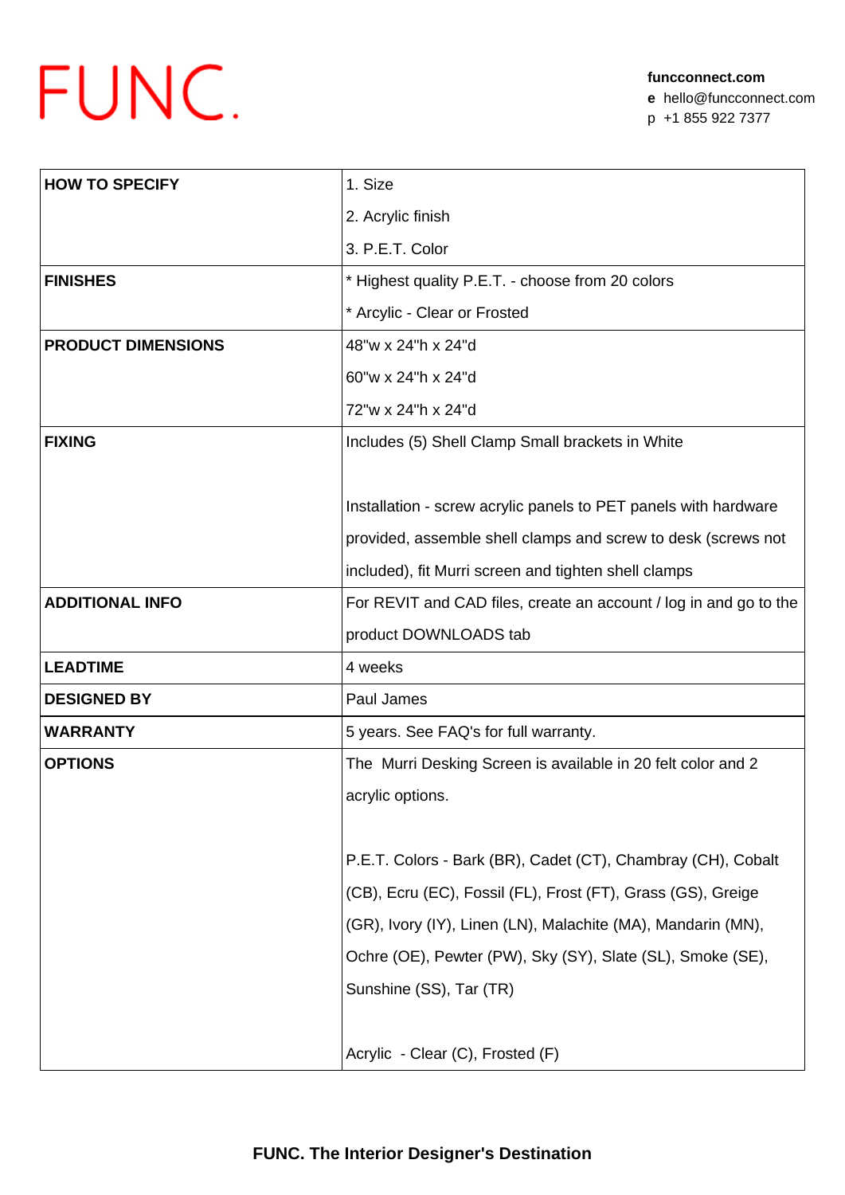# FUNC.

**funcconnect.com**
**e** hello@funcconnect.com
p +1 855 922 7377

| | |
|---|---|
| **HOW TO SPECIFY** | 1. Size<br>2. Acrylic finish<br>3. P.E.T. Color |
| **FINISHES** | * Highest quality P.E.T. - choose from 20 colors<br>* Arcylic - Clear or Frosted |
| **PRODUCT DIMENSIONS** | 48"w x 24"h x 24"d<br>60"w x 24"h x 24"d<br>72"w x 24"h x 24"d |
| **FIXING** | Includes (5) Shell Clamp Small brackets in White<br><br>Installation - screw acrylic panels to PET panels with hardware provided, assemble shell clamps and screw to desk (screws not included), fit Murri screen and tighten shell clamps |
| **ADDITIONAL INFO** | For REVIT and CAD files, create an account / log in and go to the product DOWNLOADS tab |
| **LEADTIME** | 4 weeks |
| **DESIGNED BY** | Paul James |
| **WARRANTY** | 5 years. See FAQ's for full warranty. |
| **OPTIONS** | The Murri Desking Screen is available in 20 felt color and 2 acrylic options.<br><br>P.E.T. Colors - Bark (BR), Cadet (CT), Chambray (CH), Cobalt (CB), Ecru (EC), Fossil (FL), Frost (FT), Grass (GS), Greige (GR), Ivory (IY), Linen (LN), Malachite (MA), Mandarin (MN), Ochre (OE), Pewter (PW), Sky (SY), Slate (SL), Smoke (SE), Sunshine (SS), Tar (TR)<br><br>Acrylic - Clear (C), Frosted (F) |

**FUNC. The Interior Designer's Destination**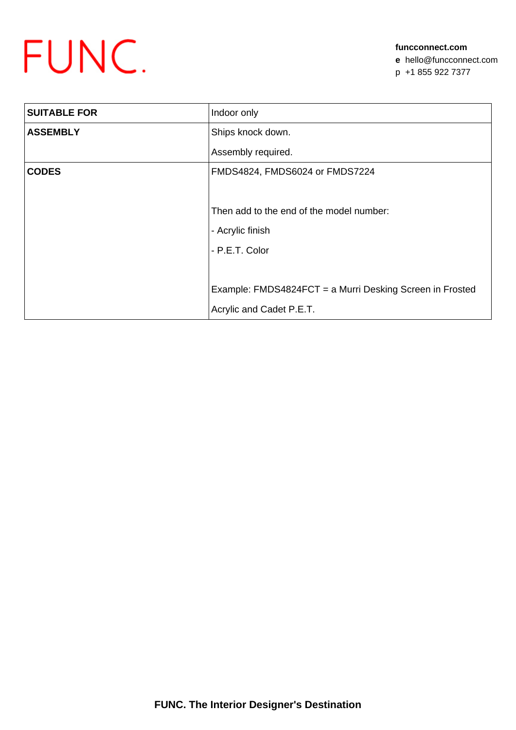| SUITABLE FOR | Indoor only |
|---|---|
| ASSEMBLY | Ships knock down.<br>Assembly required. |
| CODES | FMDS4824, FMDS6024 or FMDS7224<br><br>Then add to the end of the model number:<br>- Acrylic finish<br>- P.E.T. Color<br><br>Example: FMDS4824FCT = a Murri Desking Screen in Frosted Acrylic and Cadet P.E.T. |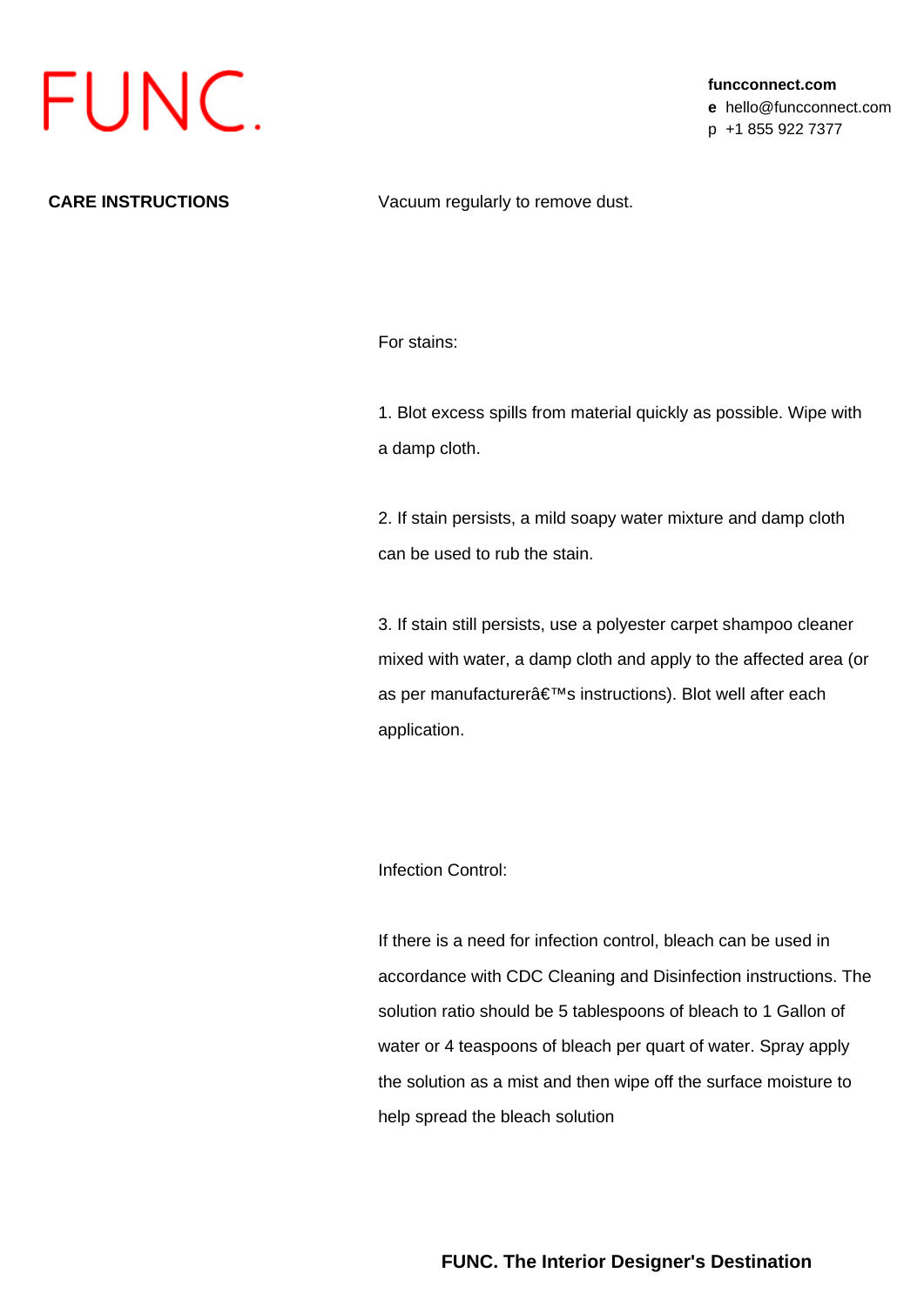**CARE INSTRUCTIONS**

Vacuum regularly to remove dust.

For stains:

1. Blot excess spills from material quickly as possible. Wipe with a damp cloth.

2. If stain persists, a mild soapy water mixture and damp cloth can be used to rub the stain.

3. If stain still persists, use a polyester carpet shampoo cleaner mixed with water, a damp cloth and apply to the affected area (or as per manufacturerâ€™s instructions). Blot well after each application.

Infection Control:

If there is a need for infection control, bleach can be used in accordance with CDC Cleaning and Disinfection instructions. The solution ratio should be 5 tablespoons of bleach to 1 Gallon of water or 4 teaspoons of bleach per quart of water. Spray apply the solution as a mist and then wipe off the surface moisture to help spread the bleach solution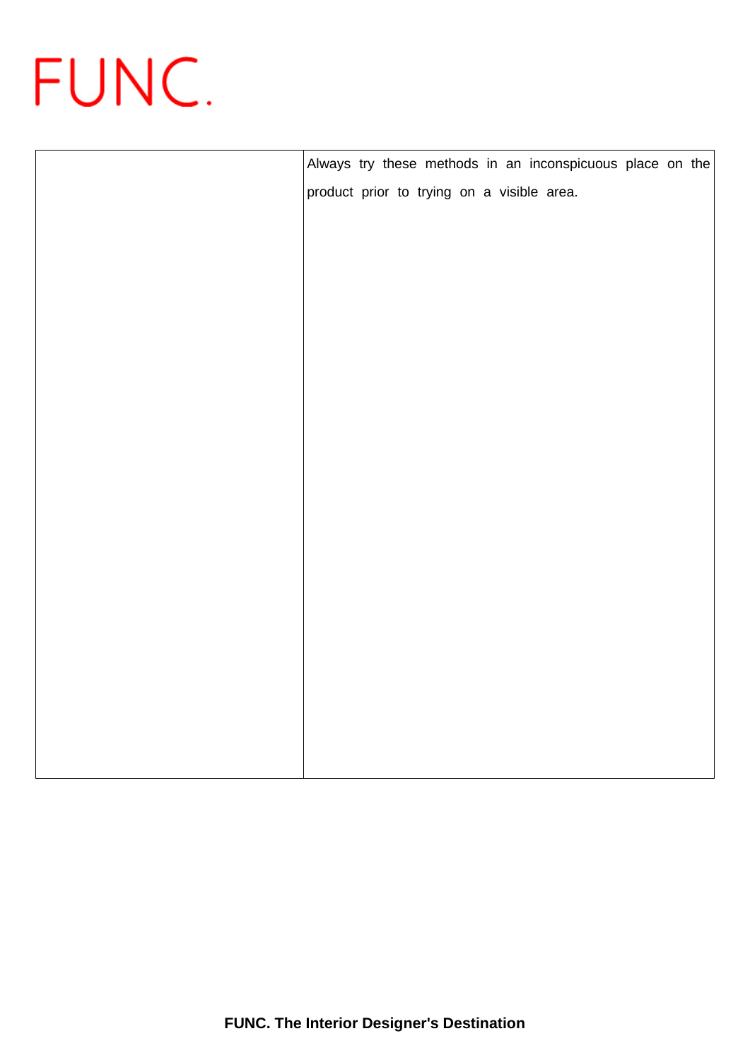|  | Always try these methods in an inconspicuous place on the product prior to trying on a visible area. |
|---|---|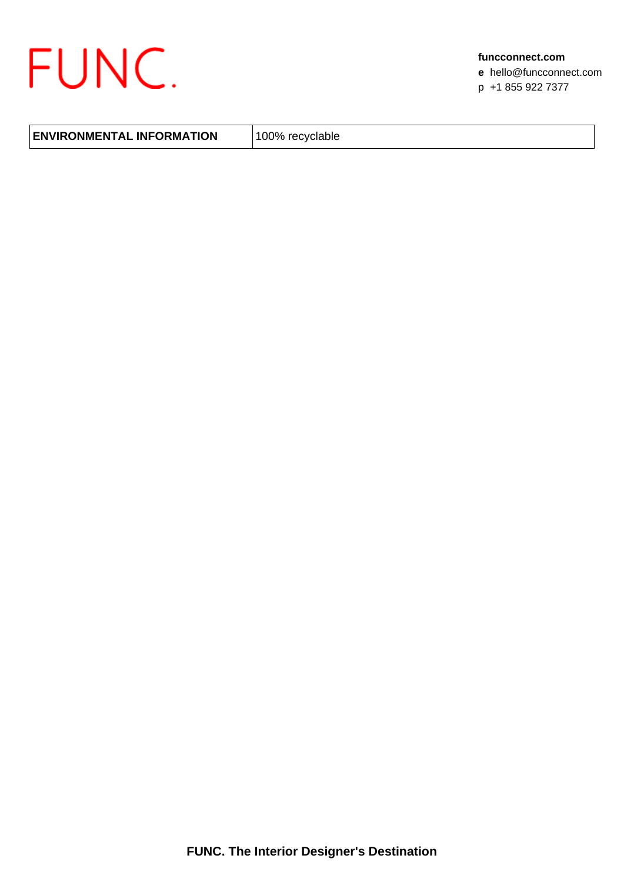| | |
|---|---|
| **ENVIRONMENTAL INFORMATION** | 100% recyclable |